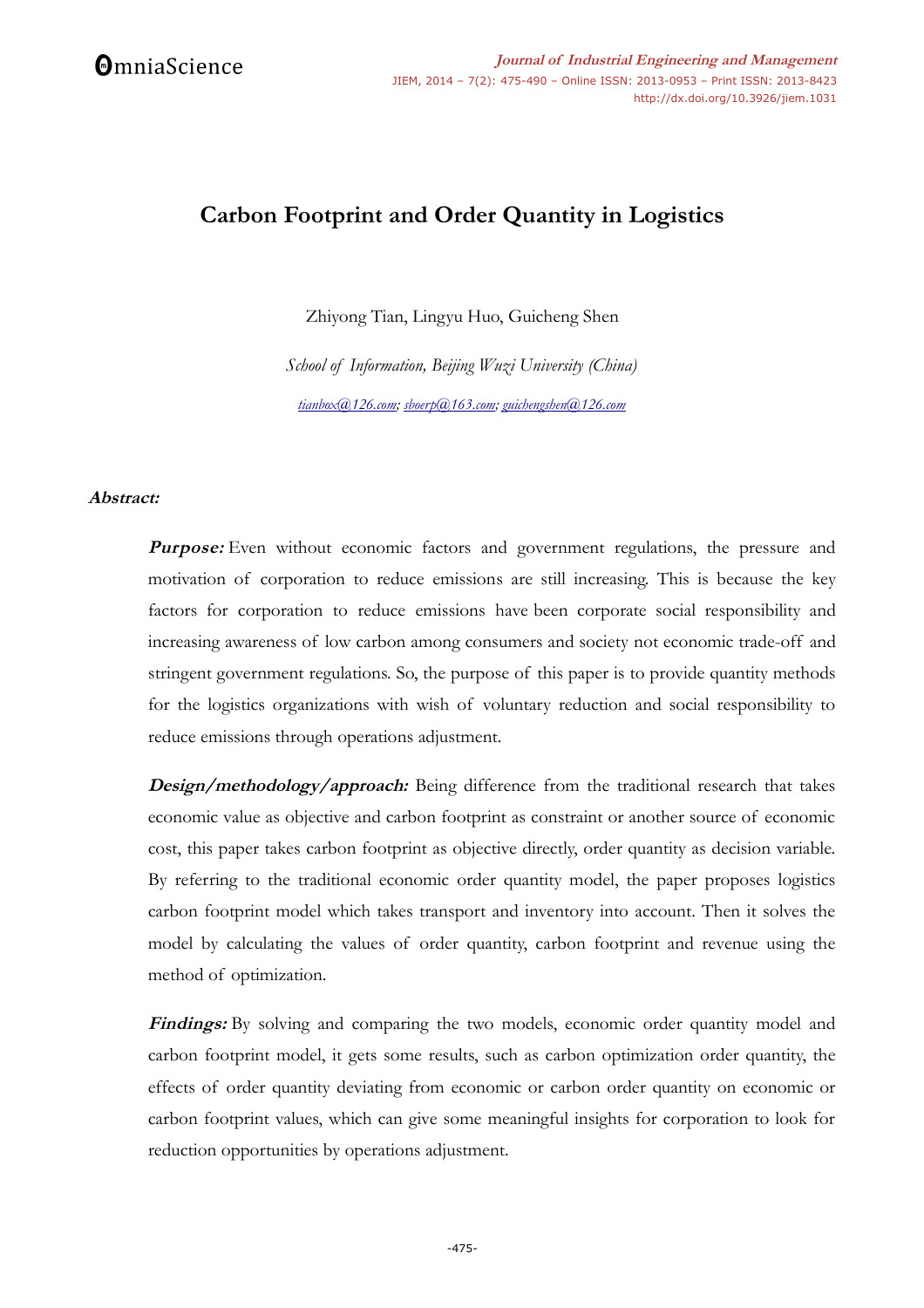# Carbon Footprint and Order Quantity in Logistics

Zhiyong Tian, Lingyu Huo, Guicheng Shen

*School of Information, Beijing Wuzi University (China)*

*tianbox@126.com; shoerp@163.com; guichengshen@126.com*

***Abstract:***

***Purpose:*** Even without economic factors and government regulations, the pressure and motivation of corporation to reduce emissions are still increasing. This is because the key factors for corporation to reduce emissions have been corporate social responsibility and increasing awareness of low carbon among consumers and society not economic trade-off and stringent government regulations. So, the purpose of this paper is to provide quantity methods for the logistics organizations with wish of voluntary reduction and social responsibility to reduce emissions through operations adjustment.

***Design/methodology/approach:*** Being difference from the traditional research that takes economic value as objective and carbon footprint as constraint or another source of economic cost, this paper takes carbon footprint as objective directly, order quantity as decision variable. By referring to the traditional economic order quantity model, the paper proposes logistics carbon footprint model which takes transport and inventory into account. Then it solves the model by calculating the values of order quantity, carbon footprint and revenue using the method of optimization.

***Findings:*** By solving and comparing the two models, economic order quantity model and carbon footprint model, it gets some results, such as carbon optimization order quantity, the effects of order quantity deviating from economic or carbon order quantity on economic or carbon footprint values, which can give some meaningful insights for corporation to look for reduction opportunities by operations adjustment.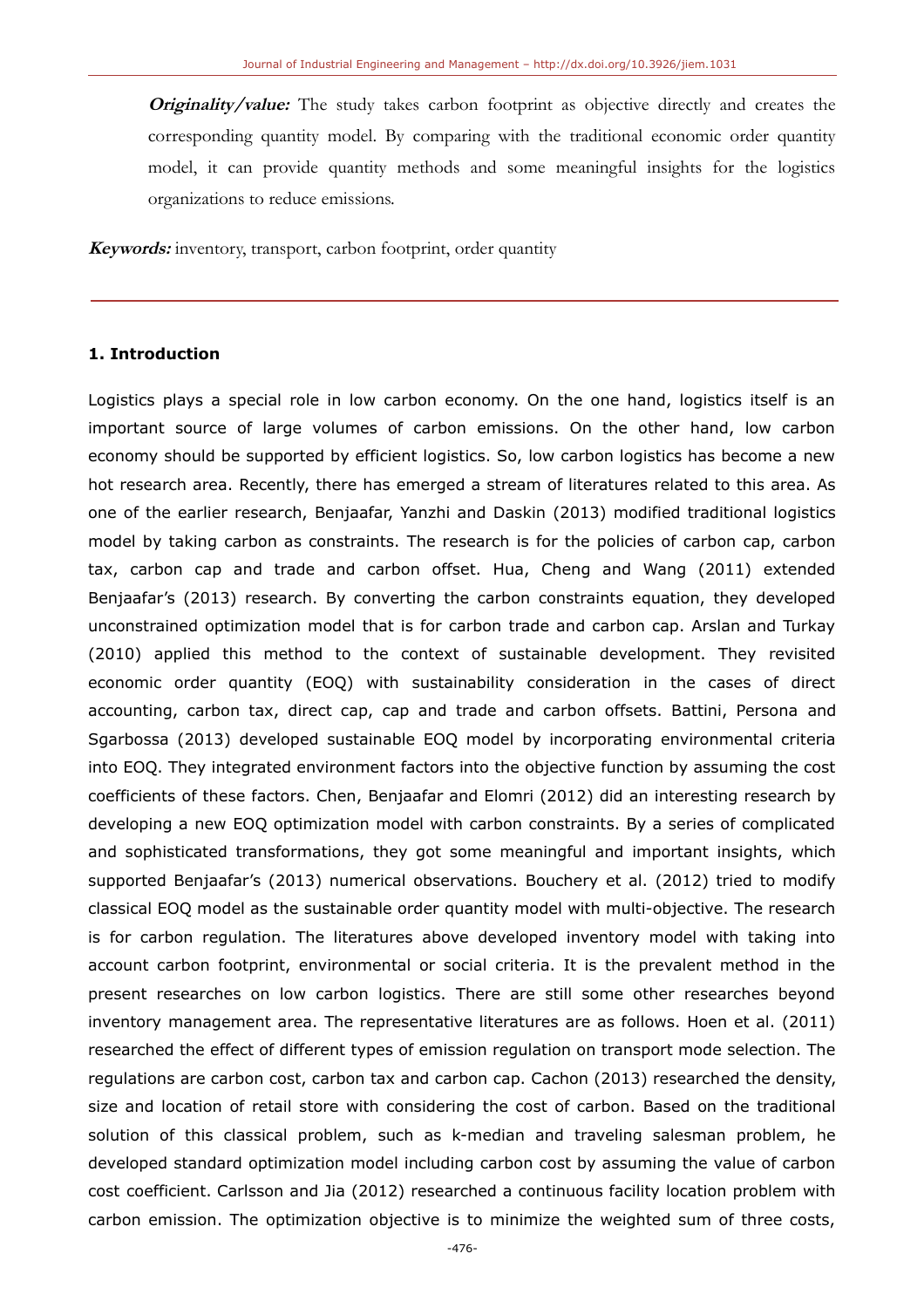**Originality/value:** The study takes carbon footprint as objective directly and creates the corresponding quantity model. By comparing with the traditional economic order quantity model, it can provide quantity methods and some meaningful insights for the logistics organizations to reduce emissions.

**Keywords:** inventory, transport, carbon footprint, order quantity

## 1. Introduction

Logistics plays a special role in low carbon economy. On the one hand, logistics itself is an important source of large volumes of carbon emissions. On the other hand, low carbon economy should be supported by efficient logistics. So, low carbon logistics has become a new hot research area. Recently, there has emerged a stream of literatures related to this area. As one of the earlier research, Benjaafar, Yanzhi and Daskin (2013) modified traditional logistics model by taking carbon as constraints. The research is for the policies of carbon cap, carbon tax, carbon cap and trade and carbon offset. Hua, Cheng and Wang (2011) extended Benjaafar's (2013) research. By converting the carbon constraints equation, they developed unconstrained optimization model that is for carbon trade and carbon cap. Arslan and Turkay (2010) applied this method to the context of sustainable development. They revisited economic order quantity (EOQ) with sustainability consideration in the cases of direct accounting, carbon tax, direct cap, cap and trade and carbon offsets. Battini, Persona and Sgarbossa (2013) developed sustainable EOQ model by incorporating environmental criteria into EOQ. They integrated environment factors into the objective function by assuming the cost coefficients of these factors. Chen, Benjaafar and Elomri (2012) did an interesting research by developing a new EOQ optimization model with carbon constraints. By a series of complicated and sophisticated transformations, they got some meaningful and important insights, which supported Benjaafar's (2013) numerical observations. Bouchery et al. (2012) tried to modify classical EOQ model as the sustainable order quantity model with multi-objective. The research is for carbon regulation. The literatures above developed inventory model with taking into account carbon footprint, environmental or social criteria. It is the prevalent method in the present researches on low carbon logistics. There are still some other researches beyond inventory management area. The representative literatures are as follows. Hoen et al. (2011) researched the effect of different types of emission regulation on transport mode selection. The regulations are carbon cost, carbon tax and carbon cap. Cachon (2013) researched the density, size and location of retail store with considering the cost of carbon. Based on the traditional solution of this classical problem, such as k-median and traveling salesman problem, he developed standard optimization model including carbon cost by assuming the value of carbon cost coefficient. Carlsson and Jia (2012) researched a continuous facility location problem with carbon emission. The optimization objective is to minimize the weighted sum of three costs,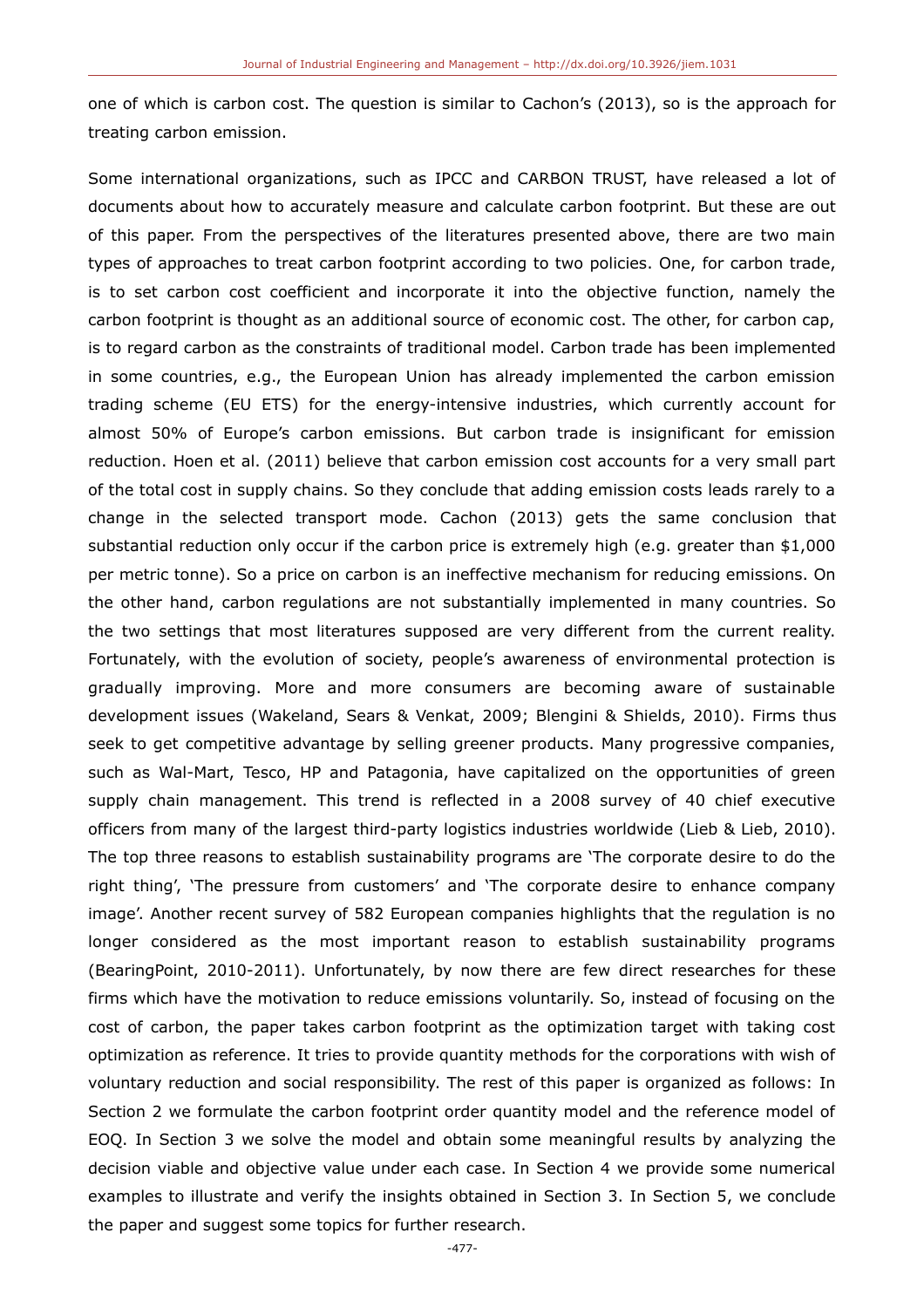one of which is carbon cost. The question is similar to Cachon's (2013), so is the approach for treating carbon emission.

Some international organizations, such as IPCC and CARBON TRUST, have released a lot of documents about how to accurately measure and calculate carbon footprint. But these are out of this paper. From the perspectives of the literatures presented above, there are two main types of approaches to treat carbon footprint according to two policies. One, for carbon trade, is to set carbon cost coefficient and incorporate it into the objective function, namely the carbon footprint is thought as an additional source of economic cost. The other, for carbon cap, is to regard carbon as the constraints of traditional model. Carbon trade has been implemented in some countries, e.g., the European Union has already implemented the carbon emission trading scheme (EU ETS) for the energy-intensive industries, which currently account for almost 50% of Europe's carbon emissions. But carbon trade is insignificant for emission reduction. Hoen et al. (2011) believe that carbon emission cost accounts for a very small part of the total cost in supply chains. So they conclude that adding emission costs leads rarely to a change in the selected transport mode. Cachon (2013) gets the same conclusion that substantial reduction only occur if the carbon price is extremely high (e.g. greater than $1,000 per metric tonne). So a price on carbon is an ineffective mechanism for reducing emissions. On the other hand, carbon regulations are not substantially implemented in many countries. So the two settings that most literatures supposed are very different from the current reality. Fortunately, with the evolution of society, people's awareness of environmental protection is gradually improving. More and more consumers are becoming aware of sustainable development issues (Wakeland, Sears & Venkat, 2009; Blengini & Shields, 2010). Firms thus seek to get competitive advantage by selling greener products. Many progressive companies, such as Wal-Mart, Tesco, HP and Patagonia, have capitalized on the opportunities of green supply chain management. This trend is reflected in a 2008 survey of 40 chief executive officers from many of the largest third-party logistics industries worldwide (Lieb & Lieb, 2010). The top three reasons to establish sustainability programs are 'The corporate desire to do the right thing', 'The pressure from customers' and 'The corporate desire to enhance company image'. Another recent survey of 582 European companies highlights that the regulation is no longer considered as the most important reason to establish sustainability programs (BearingPoint, 2010-2011). Unfortunately, by now there are few direct researches for these firms which have the motivation to reduce emissions voluntarily. So, instead of focusing on the cost of carbon, the paper takes carbon footprint as the optimization target with taking cost optimization as reference. It tries to provide quantity methods for the corporations with wish of voluntary reduction and social responsibility. The rest of this paper is organized as follows: In Section 2 we formulate the carbon footprint order quantity model and the reference model of EOQ. In Section 3 we solve the model and obtain some meaningful results by analyzing the decision viable and objective value under each case. In Section 4 we provide some numerical examples to illustrate and verify the insights obtained in Section 3. In Section 5, we conclude the paper and suggest some topics for further research.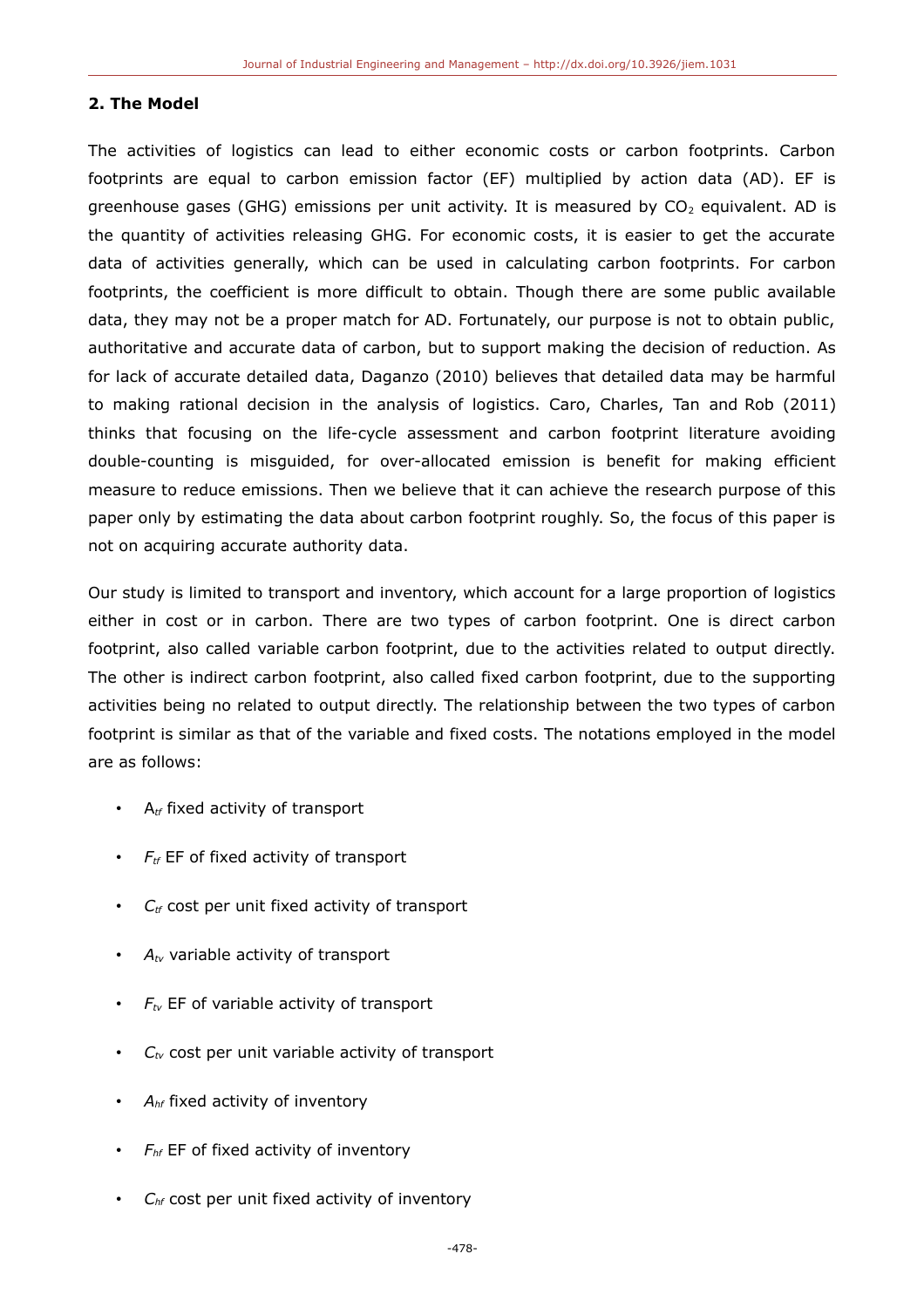## 2. The Model

The activities of logistics can lead to either economic costs or carbon footprints. Carbon footprints are equal to carbon emission factor (EF) multiplied by action data (AD). EF is greenhouse gases (GHG) emissions per unit activity. It is measured by $CO_2$ equivalent. AD is the quantity of activities releasing GHG. For economic costs, it is easier to get the accurate data of activities generally, which can be used in calculating carbon footprints. For carbon footprints, the coefficient is more difficult to obtain. Though there are some public available data, they may not be a proper match for AD. Fortunately, our purpose is not to obtain public, authoritative and accurate data of carbon, but to support making the decision of reduction. As for lack of accurate detailed data, Daganzo (2010) believes that detailed data may be harmful to making rational decision in the analysis of logistics. Caro, Charles, Tan and Rob (2011) thinks that focusing on the life-cycle assessment and carbon footprint literature avoiding double-counting is misguided, for over-allocated emission is benefit for making efficient measure to reduce emissions. Then we believe that it can achieve the research purpose of this paper only by estimating the data about carbon footprint roughly. So, the focus of this paper is not on acquiring accurate authority data.

Our study is limited to transport and inventory, which account for a large proportion of logistics either in cost or in carbon. There are two types of carbon footprint. One is direct carbon footprint, also called variable carbon footprint, due to the activities related to output directly. The other is indirect carbon footprint, also called fixed carbon footprint, due to the supporting activities being no related to output directly. The relationship between the two types of carbon footprint is similar as that of the variable and fixed costs. The notations employed in the model are as follows:

- $A_{tf}$ fixed activity of transport
- $F_{tf}$ EF of fixed activity of transport
- $C_{tf}$ cost per unit fixed activity of transport
- $A_{tv}$ variable activity of transport
- $F_{tv}$ EF of variable activity of transport
- $C_{tv}$ cost per unit variable activity of transport
- $A_{hf}$ fixed activity of inventory
- $F_{hf}$ EF of fixed activity of inventory
- $C_{hf}$ cost per unit fixed activity of inventory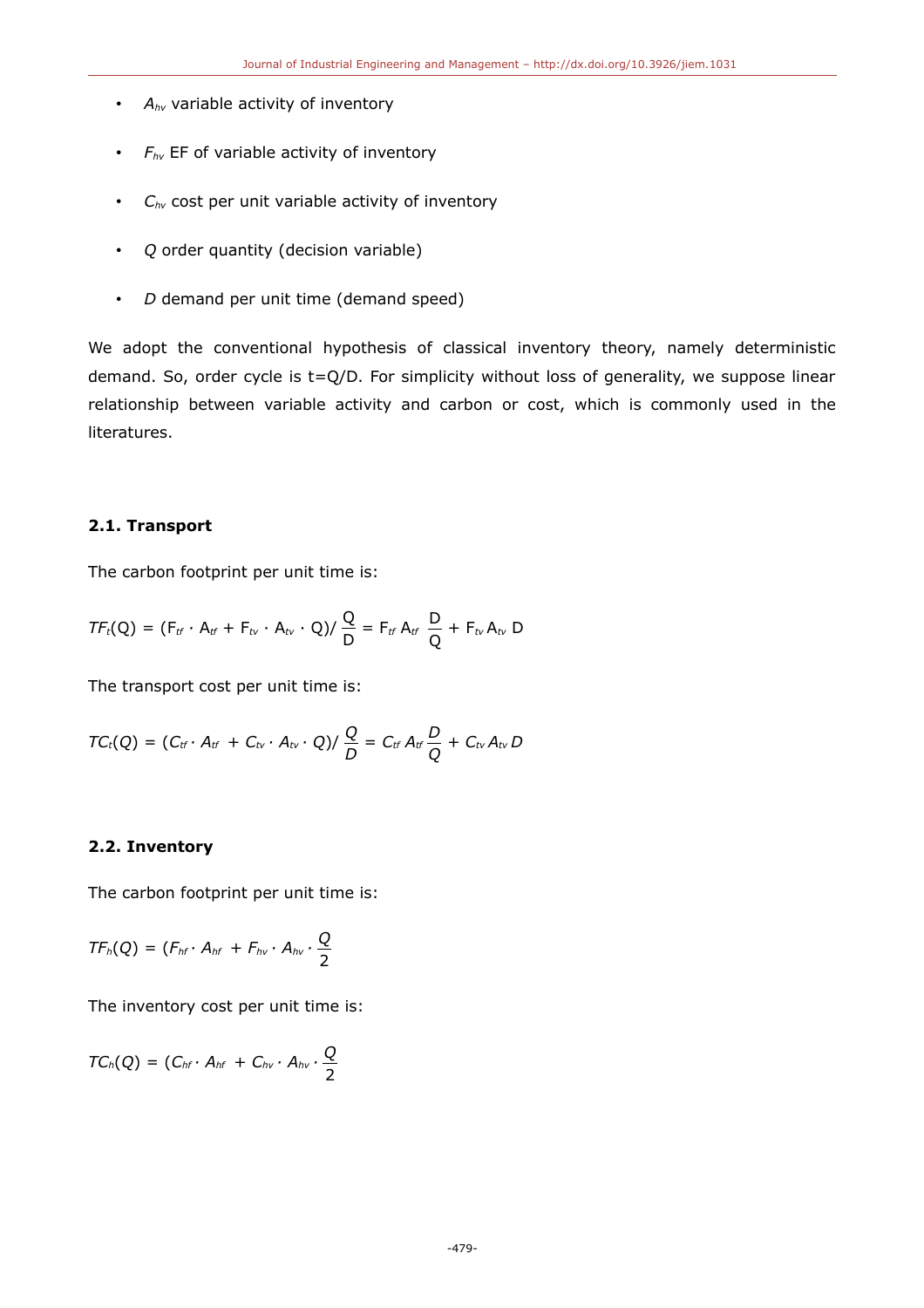- $A_{hv}$ variable activity of inventory
- $F_{hv}$ EF of variable activity of inventory
- $C_{hv}$ cost per unit variable activity of inventory
- $Q$ order quantity (decision variable)
- $D$ demand per unit time (demand speed)

We adopt the conventional hypothesis of classical inventory theory, namely deterministic demand. So, order cycle is t=Q/D. For simplicity without loss of generality, we suppose linear relationship between variable activity and carbon or cost, which is commonly used in the literatures.

### 2.1. Transport

The carbon footprint per unit time is:

$$TF_t(Q) = (F_{tf} \cdot A_{tf} + F_{tv} \cdot A_{tv} \cdot Q)/\frac{Q}{D} = F_{tf}\, A_{tf}\, \frac{D}{Q} + F_{tv}\, A_{tv}\, D$$

The transport cost per unit time is:

$$TC_t(Q) = (C_{tf} \cdot A_{tf} + C_{tv} \cdot A_{tv} \cdot Q)/\frac{Q}{D} = C_{tf}\, A_{tf}\, \frac{D}{Q} + C_{tv}\, A_{tv}\, D$$

### 2.2. Inventory

The carbon footprint per unit time is:

$$TF_h(Q) = (F_{hf} \cdot A_{hf} + F_{hv} \cdot A_{hv} \cdot \frac{Q}{2}$$

The inventory cost per unit time is:

$$TC_h(Q) = (C_{hf} \cdot A_{hf} + C_{hv} \cdot A_{hv} \cdot \frac{Q}{2}$$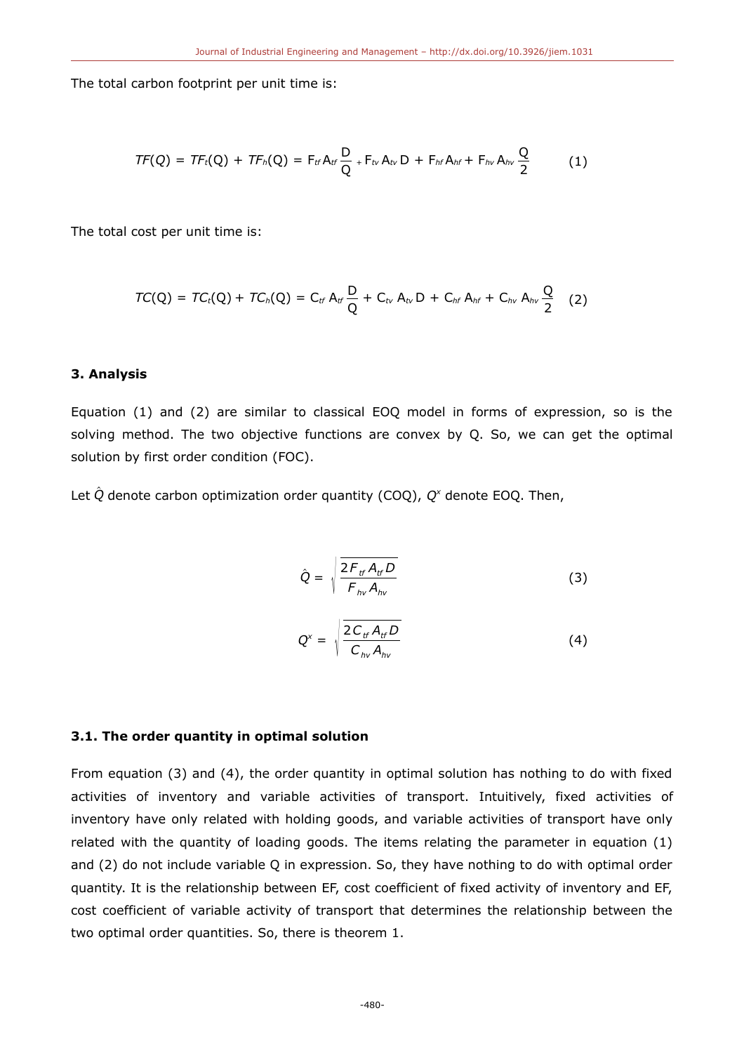The total carbon footprint per unit time is:

$$TF(Q) = TF_t(Q) + TF_h(Q) = F_{tf} A_{tf} \frac{D}{Q} + F_{tv} A_{tv} D + F_{hf} A_{hf} + F_{hv} A_{hv} \frac{Q}{2} \quad (1)$$

The total cost per unit time is:

$$TC(Q) = TC_t(Q) + TC_h(Q) = C_{tf} A_{tf} \frac{D}{Q} + C_{tv} A_{tv} D + C_{hf} A_{hf} + C_{hv} A_{hv} \frac{Q}{2} \quad (2)$$

### 3. Analysis

Equation (1) and (2) are similar to classical EOQ model in forms of expression, so is the solving method. The two objective functions are convex by Q. So, we can get the optimal solution by first order condition (FOC).

Let $\hat{Q}$ denote carbon optimization order quantity (COQ), $Q^x$ denote EOQ. Then,

$$\hat{Q} = \sqrt{\frac{2F_{tf} A_{tf} D}{F_{hv} A_{hv}}} \quad (3)$$

$$Q^x = \sqrt{\frac{2C_{tf} A_{tf} D}{C_{hv} A_{hv}}} \quad (4)$$

#### 3.1. The order quantity in optimal solution

From equation (3) and (4), the order quantity in optimal solution has nothing to do with fixed activities of inventory and variable activities of transport. Intuitively, fixed activities of inventory have only related with holding goods, and variable activities of transport have only related with the quantity of loading goods. The items relating the parameter in equation (1) and (2) do not include variable Q in expression. So, they have nothing to do with optimal order quantity. It is the relationship between EF, cost coefficient of fixed activity of inventory and EF, cost coefficient of variable activity of transport that determines the relationship between the two optimal order quantities. So, there is theorem 1.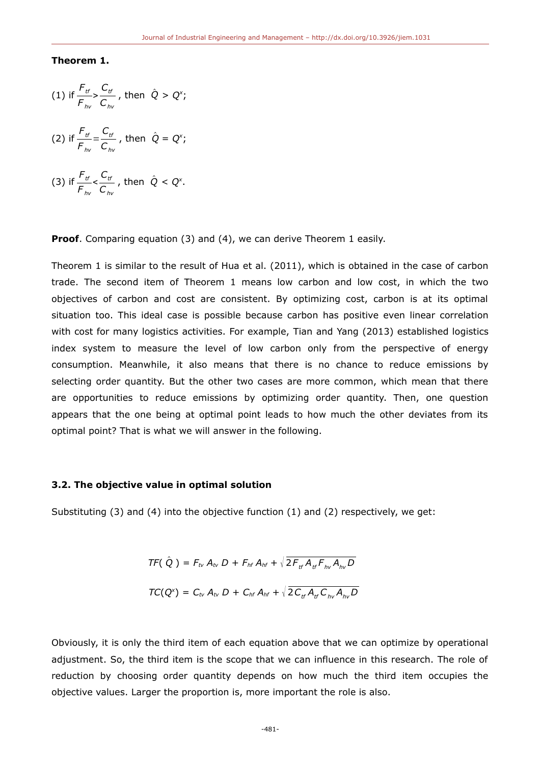**Theorem 1.**

(1) if $\frac{F_{tf}}{F_{hv}} > \frac{C_{tf}}{C_{hv}}$, then $\hat{Q} > Q^x$;

(2) if $\frac{F_{tf}}{F_{hv}} = \frac{C_{tf}}{C_{hv}}$, then $\hat{Q} = Q^x$;

(3) if $\frac{F_{tf}}{F_{hv}} < \frac{C_{tf}}{C_{hv}}$, then $\hat{Q} < Q^x$.

**Proof**. Comparing equation (3) and (4), we can derive Theorem 1 easily.

Theorem 1 is similar to the result of Hua et al. (2011), which is obtained in the case of carbon trade. The second item of Theorem 1 means low carbon and low cost, in which the two objectives of carbon and cost are consistent. By optimizing cost, carbon is at its optimal situation too. This ideal case is possible because carbon has positive even linear correlation with cost for many logistics activities. For example, Tian and Yang (2013) established logistics index system to measure the level of low carbon only from the perspective of energy consumption. Meanwhile, it also means that there is no chance to reduce emissions by selecting order quantity. But the other two cases are more common, which mean that there are opportunities to reduce emissions by optimizing order quantity. Then, one question appears that the one being at optimal point leads to how much the other deviates from its optimal point? That is what we will answer in the following.

### 3.2. The objective value in optimal solution

Substituting (3) and (4) into the objective function (1) and (2) respectively, we get:

$$TF(\hat{Q}) = F_{tv} A_{tv} D + F_{hf} A_{hf} + \sqrt{2 F_{tf} A_{tf} F_{hv} A_{hv} D}$$

$$TC(Q^x) = C_{tv} A_{tv} D + C_{hf} A_{hf} + \sqrt{2 C_{tf} A_{tf} C_{hv} A_{hv} D}$$

Obviously, it is only the third item of each equation above that we can optimize by operational adjustment. So, the third item is the scope that we can influence in this research. The role of reduction by choosing order quantity depends on how much the third item occupies the objective values. Larger the proportion is, more important the role is also.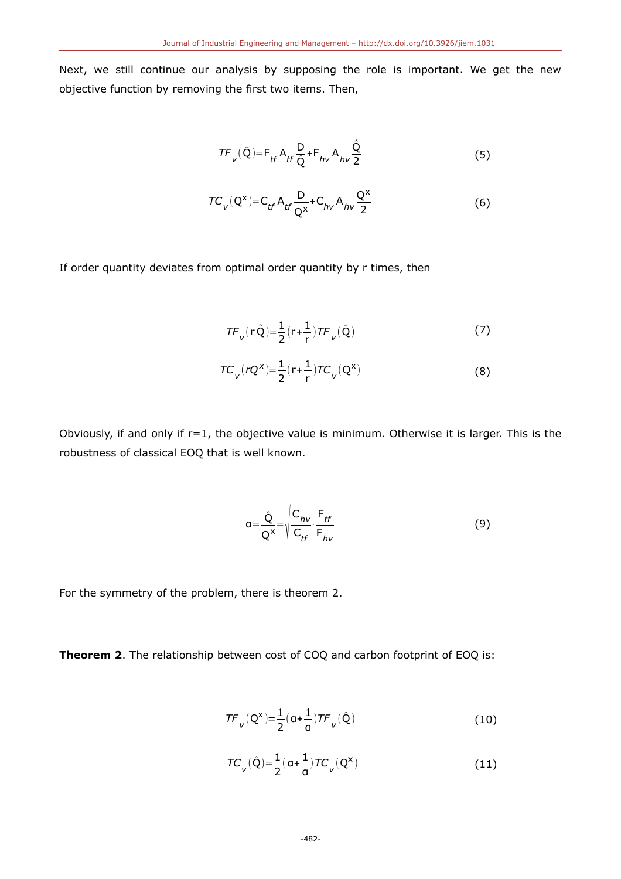Next, we still continue our analysis by supposing the role is important. We get the new objective function by removing the first two items. Then,

$$TF_v(\hat{Q}) = F_{tf} A_{tf} \frac{D}{\hat{Q}} + F_{hv} A_{hv} \frac{\hat{Q}}{2} \tag{5}$$

$$TC_v(Q^x) = C_{tf} A_{tf} \frac{D}{Q^x} + C_{hv} A_{hv} \frac{Q^x}{2} \tag{6}$$

If order quantity deviates from optimal order quantity by r times, then

$$TF_v(r\hat{Q}) = \frac{1}{2}(r + \frac{1}{r}) TF_v(\hat{Q}) \tag{7}$$

$$TC_v(rQ^x) = \frac{1}{2}(r + \frac{1}{r}) TC_v(Q^x) \tag{8}$$

Obviously, if and only if r=1, the objective value is minimum. Otherwise it is larger. This is the robustness of classical EOQ that is well known.

$$a = \frac{\hat{Q}}{Q^x} = \sqrt{\frac{C_{hv}}{C_{tf}} \cdot \frac{F_{tf}}{F_{hv}}} \tag{9}$$

For the symmetry of the problem, there is theorem 2.

**Theorem 2**. The relationship between cost of COQ and carbon footprint of EOQ is:

$$TF_v(Q^x) = \frac{1}{2}(a + \frac{1}{a}) TF_v(\hat{Q}) \tag{10}$$

$$TC_v(\hat{Q}) = \frac{1}{2}(a + \frac{1}{a}) TC_v(Q^x) \tag{11}$$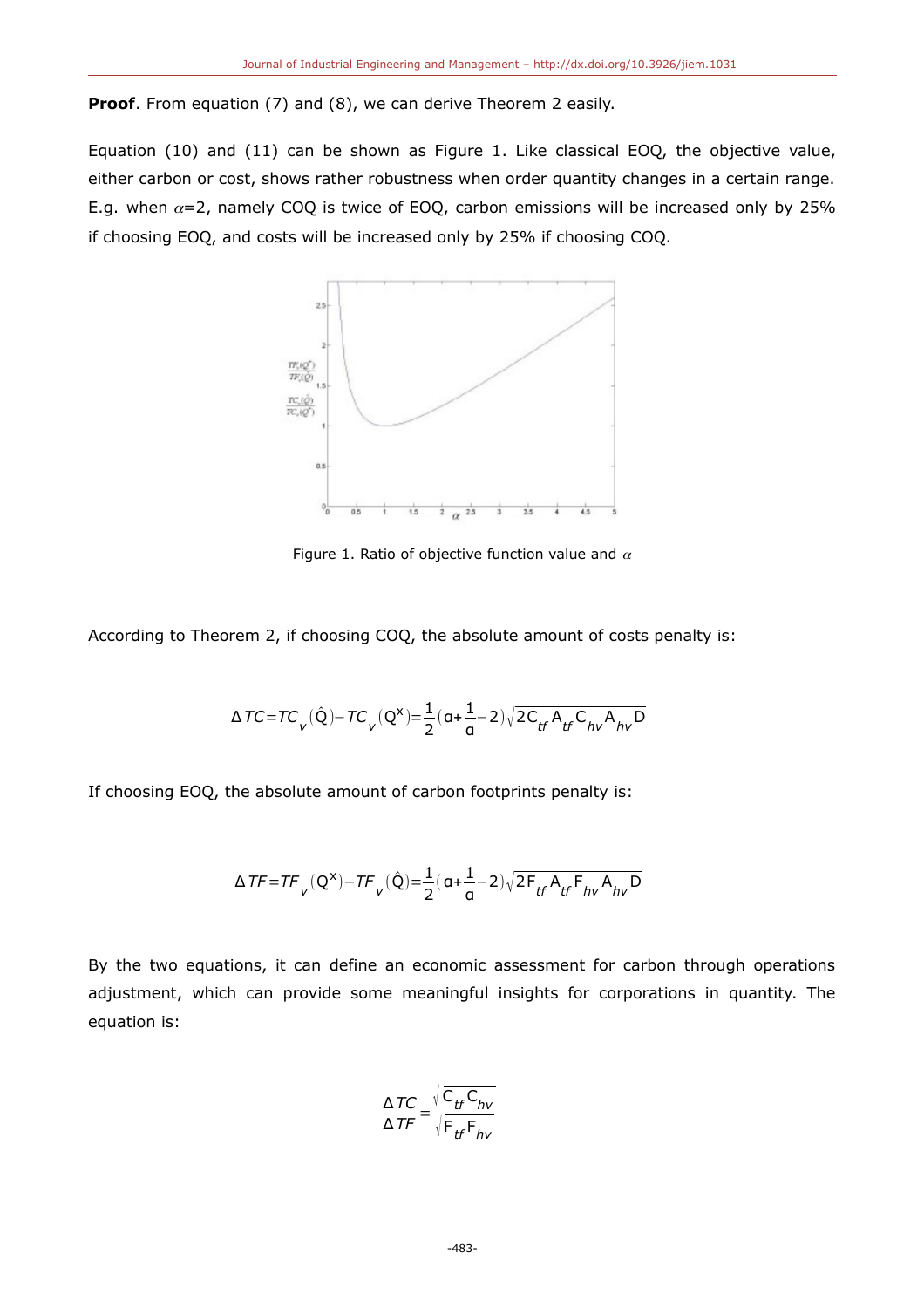**Proof**. From equation (7) and (8), we can derive Theorem 2 easily.

Equation (10) and (11) can be shown as Figure 1. Like classical EOQ, the objective value, either carbon or cost, shows rather robustness when order quantity changes in a certain range. E.g. when $\alpha$=2, namely COQ is twice of EOQ, carbon emissions will be increased only by 25% if choosing EOQ, and costs will be increased only by 25% if choosing COQ.

Figure 1. Ratio of objective function value and $\alpha$

According to Theorem 2, if choosing COQ, the absolute amount of costs penalty is:

$$\Delta TC = TC_v(\hat{Q}) - TC_v(Q^x) = \frac{1}{2}\left(\alpha + \frac{1}{\alpha} - 2\right)\sqrt{2C_{tf}A_{tf}C_{hv}A_{hv}D}$$

If choosing EOQ, the absolute amount of carbon footprints penalty is:

$$\Delta TF = TF_v(Q^x) - TF_v(\hat{Q}) = \frac{1}{2}\left(\alpha + \frac{1}{\alpha} - 2\right)\sqrt{2F_{tf}A_{tf}F_{hv}A_{hv}D}$$

By the two equations, it can define an economic assessment for carbon through operations adjustment, which can provide some meaningful insights for corporations in quantity. The equation is:

$$\frac{\Delta TC}{\Delta TF} = \frac{\sqrt{C_{tf}C_{hv}}}{\sqrt{F_{tf}F_{hv}}}$$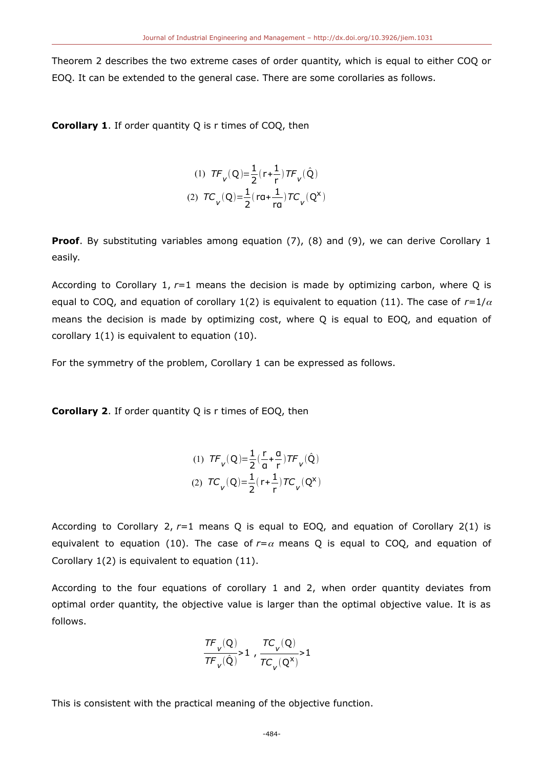Theorem 2 describes the two extreme cases of order quantity, which is equal to either COQ or EOQ. It can be extended to the general case. There are some corollaries as follows.

**Corollary 1**. If order quantity Q is r times of COQ, then

$$\text{(1)}\ TF_v(Q)=\frac{1}{2}\left(r+\frac{1}{r}\right)TF_v(\hat{Q})$$
$$\text{(2)}\ TC_v(Q)=\frac{1}{2}\left(r\alpha+\frac{1}{r\alpha}\right)TC_v(Q^x)$$

**Proof**. By substituting variables among equation (7), (8) and (9), we can derive Corollary 1 easily.

According to Corollary 1, $r$=1 means the decision is made by optimizing carbon, where Q is equal to COQ, and equation of corollary 1(2) is equivalent to equation (11). The case of $r=1/\alpha$ means the decision is made by optimizing cost, where Q is equal to EOQ, and equation of corollary 1(1) is equivalent to equation (10).

For the symmetry of the problem, Corollary 1 can be expressed as follows.

**Corollary 2**. If order quantity Q is r times of EOQ, then

$$\text{(1)}\ TF_v(Q)=\frac{1}{2}\left(\frac{r}{\alpha}+\frac{\alpha}{r}\right)TF_v(\hat{Q})$$
$$\text{(2)}\ TC_v(Q)=\frac{1}{2}\left(r+\frac{1}{r}\right)TC_v(Q^x)$$

According to Corollary 2, $r$=1 means Q is equal to EOQ, and equation of Corollary 2(1) is equivalent to equation (10). The case of $r=\alpha$ means Q is equal to COQ, and equation of Corollary 1(2) is equivalent to equation (11).

According to the four equations of corollary 1 and 2, when order quantity deviates from optimal order quantity, the objective value is larger than the optimal objective value. It is as follows.

$$\frac{TF_v(Q)}{TF_v(\hat{Q})}>1\ ,\ \frac{TC_v(Q)}{TC_v(Q^x)}>1$$

This is consistent with the practical meaning of the objective function.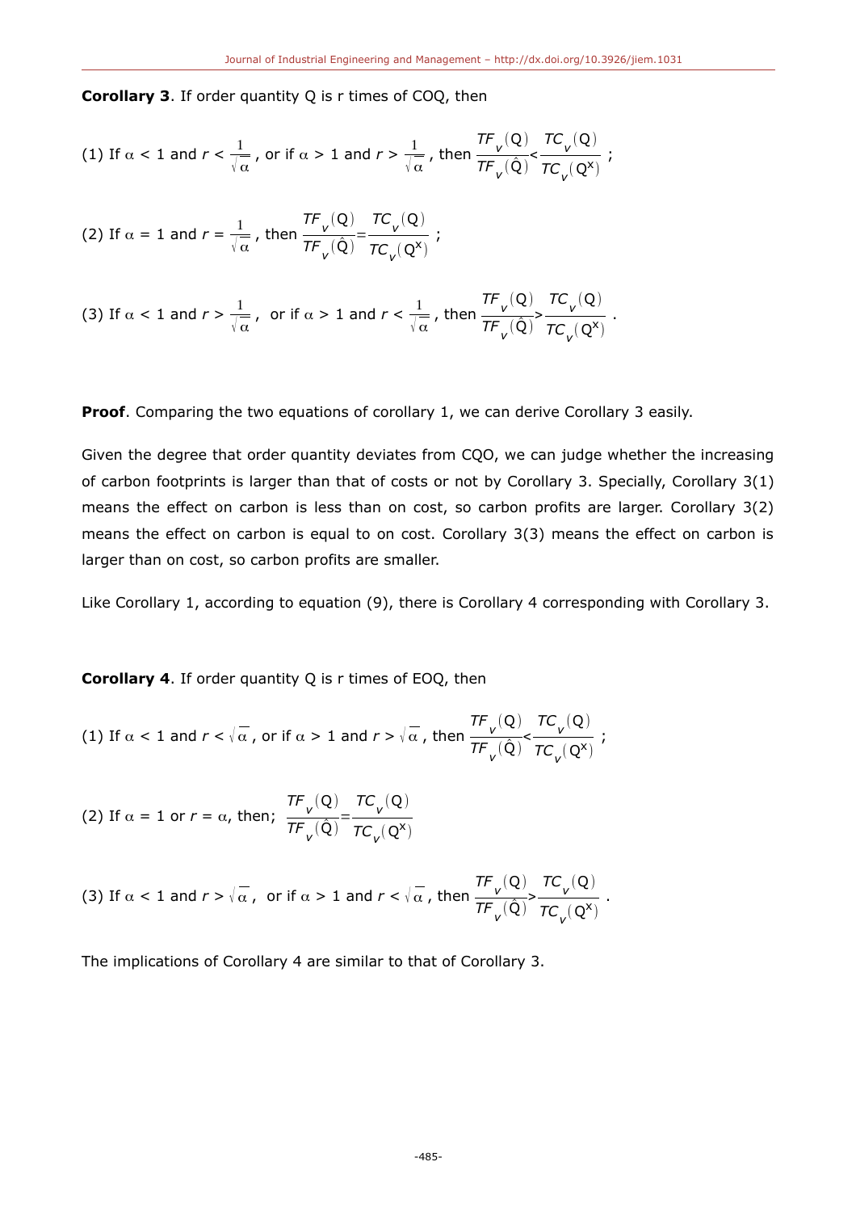**Corollary 3**. If order quantity Q is r times of COQ, then

(1) If $\alpha < 1$ and $r < \frac{1}{\sqrt{\alpha}}$, or if $\alpha > 1$ and $r > \frac{1}{\sqrt{\alpha}}$, then $\frac{TF_v(Q)}{TF_v(\hat{Q})} < \frac{TC_v(Q)}{TC_v(Q^x)}$;

(2) If $\alpha = 1$ and $r = \frac{1}{\sqrt{\alpha}}$, then $\frac{TF_v(Q)}{TF_v(\hat{Q})} = \frac{TC_v(Q)}{TC_v(Q^x)}$;

(3) If $\alpha < 1$ and $r > \frac{1}{\sqrt{\alpha}}$, or if $\alpha > 1$ and $r < \frac{1}{\sqrt{\alpha}}$, then $\frac{TF_v(Q)}{TF_v(\hat{Q})} > \frac{TC_v(Q)}{TC_v(Q^x)}$.

**Proof**. Comparing the two equations of corollary 1, we can derive Corollary 3 easily.

Given the degree that order quantity deviates from CQO, we can judge whether the increasing of carbon footprints is larger than that of costs or not by Corollary 3. Specially, Corollary 3(1) means the effect on carbon is less than on cost, so carbon profits are larger. Corollary 3(2) means the effect on carbon is equal to on cost. Corollary 3(3) means the effect on carbon is larger than on cost, so carbon profits are smaller.

Like Corollary 1, according to equation (9), there is Corollary 4 corresponding with Corollary 3.

**Corollary 4**. If order quantity Q is r times of EOQ, then

(1) If $\alpha < 1$ and $r < \sqrt{\alpha}$, or if $\alpha > 1$ and $r > \sqrt{\alpha}$, then $\frac{TF_v(Q)}{TF_v(\hat{Q})} < \frac{TC_v(Q)}{TC_v(Q^x)}$;

(2) If $\alpha = 1$ or $r = \alpha$, then; $\frac{TF_v(Q)}{TF_v(\hat{Q})} = \frac{TC_v(Q)}{TC_v(Q^x)}$

(3) If $\alpha < 1$ and $r > \sqrt{\alpha}$, or if $\alpha > 1$ and $r < \sqrt{\alpha}$, then $\frac{TF_v(Q)}{TF_v(\hat{Q})} > \frac{TC_v(Q)}{TC_v(Q^x)}$.

The implications of Corollary 4 are similar to that of Corollary 3.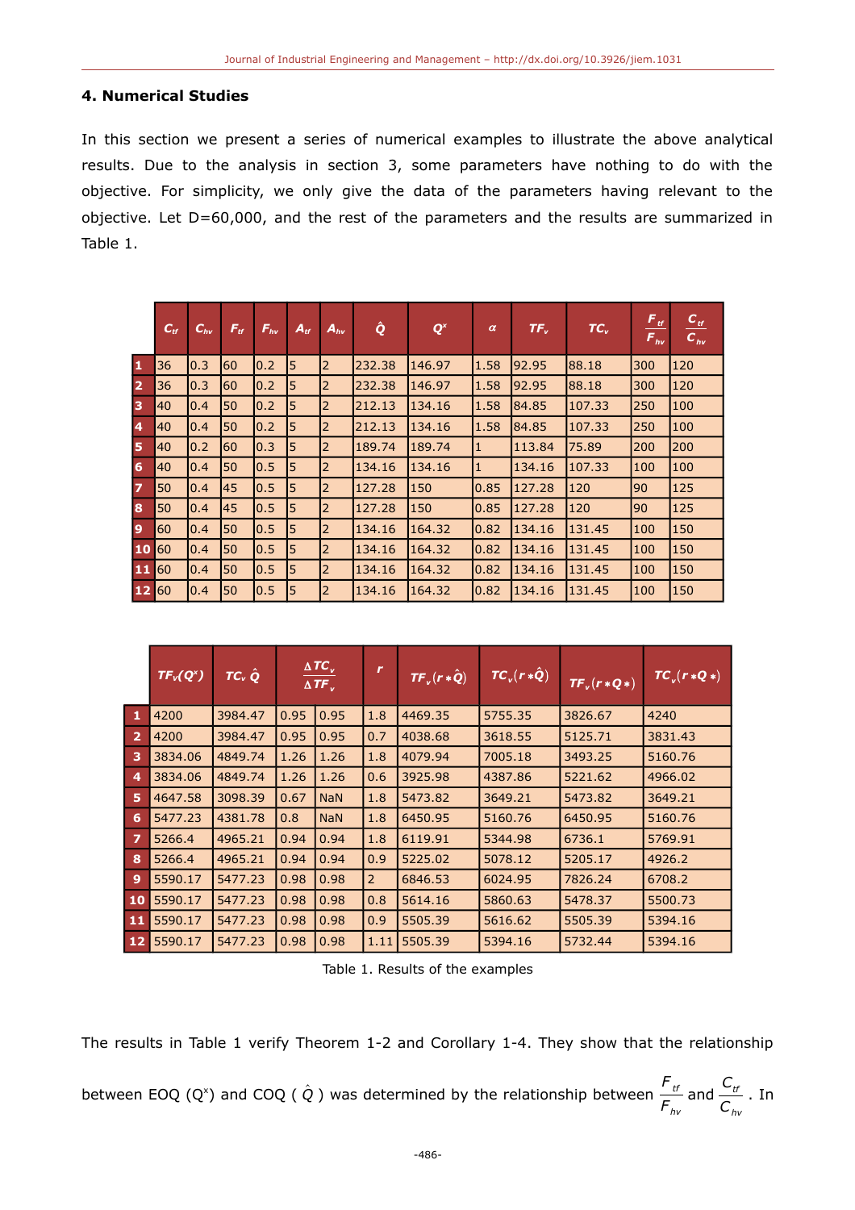## 4. Numerical Studies

In this section we present a series of numerical examples to illustrate the above analytical results. Due to the analysis in section 3, some parameters have nothing to do with the objective. For simplicity, we only give the data of the parameters having relevant to the objective. Let D=60,000, and the rest of the parameters and the results are summarized in Table 1.

| | $C_{tf}$ | $C_{hv}$ | $F_{tf}$ | $F_{hv}$ | $A_{tf}$ | $A_{hv}$ | $\hat{Q}$ | $Q^x$ | $\alpha$ | $TF_v$ | $TC_v$ | $\frac{F_{tf}}{F_{hv}}$ | $\frac{C_{tf}}{C_{hv}}$ |
|---|---|---|---|---|---|---|---|---|---|---|---|---|---|
| 1 | 36 | 0.3 | 60 | 0.2 | 5 | 2 | 232.38 | 146.97 | 1.58 | 92.95 | 88.18 | 300 | 120 |
| 2 | 36 | 0.3 | 60 | 0.2 | 5 | 2 | 232.38 | 146.97 | 1.58 | 92.95 | 88.18 | 300 | 120 |
| 3 | 40 | 0.4 | 50 | 0.2 | 5 | 2 | 212.13 | 134.16 | 1.58 | 84.85 | 107.33 | 250 | 100 |
| 4 | 40 | 0.4 | 50 | 0.2 | 5 | 2 | 212.13 | 134.16 | 1.58 | 84.85 | 107.33 | 250 | 100 |
| 5 | 40 | 0.2 | 60 | 0.3 | 5 | 2 | 189.74 | 189.74 | 1 | 113.84 | 75.89 | 200 | 200 |
| 6 | 40 | 0.4 | 50 | 0.5 | 5 | 2 | 134.16 | 134.16 | 1 | 134.16 | 107.33 | 100 | 100 |
| 7 | 50 | 0.4 | 45 | 0.5 | 5 | 2 | 127.28 | 150 | 0.85 | 127.28 | 120 | 90 | 125 |
| 8 | 50 | 0.4 | 45 | 0.5 | 5 | 2 | 127.28 | 150 | 0.85 | 127.28 | 120 | 90 | 125 |
| 9 | 60 | 0.4 | 50 | 0.5 | 5 | 2 | 134.16 | 164.32 | 0.82 | 134.16 | 131.45 | 100 | 150 |
| 10 | 60 | 0.4 | 50 | 0.5 | 5 | 2 | 134.16 | 164.32 | 0.82 | 134.16 | 131.45 | 100 | 150 |
| 11 | 60 | 0.4 | 50 | 0.5 | 5 | 2 | 134.16 | 164.32 | 0.82 | 134.16 | 131.45 | 100 | 150 |
| 12 | 60 | 0.4 | 50 | 0.5 | 5 | 2 | 134.16 | 164.32 | 0.82 | 134.16 | 131.45 | 100 | 150 |

| | $TF_v(Q^x)$ | $TC_v \hat{Q}$ | $\frac{\Delta TC_v}{\Delta TF_v}$ | | $r$ | $TF_v(r*\hat{Q})$ | $TC_v(r*\hat{Q})$ | $TF_v(r*Q*)$ | $TC_v(r*Q*)$ |
|---|---|---|---|---|---|---|---|---|---|
| 1 | 4200 | 3984.47 | 0.95 | 0.95 | 1.8 | 4469.35 | 5755.35 | 3826.67 | 4240 |
| 2 | 4200 | 3984.47 | 0.95 | 0.95 | 0.7 | 4038.68 | 3618.55 | 5125.71 | 3831.43 |
| 3 | 3834.06 | 4849.74 | 1.26 | 1.26 | 1.8 | 4079.94 | 7005.18 | 3493.25 | 5160.76 |
| 4 | 3834.06 | 4849.74 | 1.26 | 1.26 | 0.6 | 3925.98 | 4387.86 | 5221.62 | 4966.02 |
| 5 | 4647.58 | 3098.39 | 0.67 | NaN | 1.8 | 5473.82 | 3649.21 | 5473.82 | 3649.21 |
| 6 | 5477.23 | 4381.78 | 0.8 | NaN | 1.8 | 6450.95 | 5160.76 | 6450.95 | 5160.76 |
| 7 | 5266.4 | 4965.21 | 0.94 | 0.94 | 1.8 | 6119.91 | 5344.98 | 6736.1 | 5769.91 |
| 8 | 5266.4 | 4965.21 | 0.94 | 0.94 | 0.9 | 5225.02 | 5078.12 | 5205.17 | 4926.2 |
| 9 | 5590.17 | 5477.23 | 0.98 | 0.98 | 2 | 6846.53 | 6024.95 | 7826.24 | 6708.2 |
| 10 | 5590.17 | 5477.23 | 0.98 | 0.98 | 0.8 | 5614.16 | 5860.63 | 5478.37 | 5500.73 |
| 11 | 5590.17 | 5477.23 | 0.98 | 0.98 | 0.9 | 5505.39 | 5616.62 | 5505.39 | 5394.16 |
| 12 | 5590.17 | 5477.23 | 0.98 | 0.98 | 1.11 | 5505.39 | 5394.16 | 5732.44 | 5394.16 |

Table 1. Results of the examples

The results in Table 1 verify Theorem 1-2 and Corollary 1-4. They show that the relationship between EOQ ($Q^x$) and COQ ( $\hat{Q}$ ) was determined by the relationship between $\frac{F_{tf}}{F_{hv}}$ and $\frac{C_{tf}}{C_{hv}}$ . In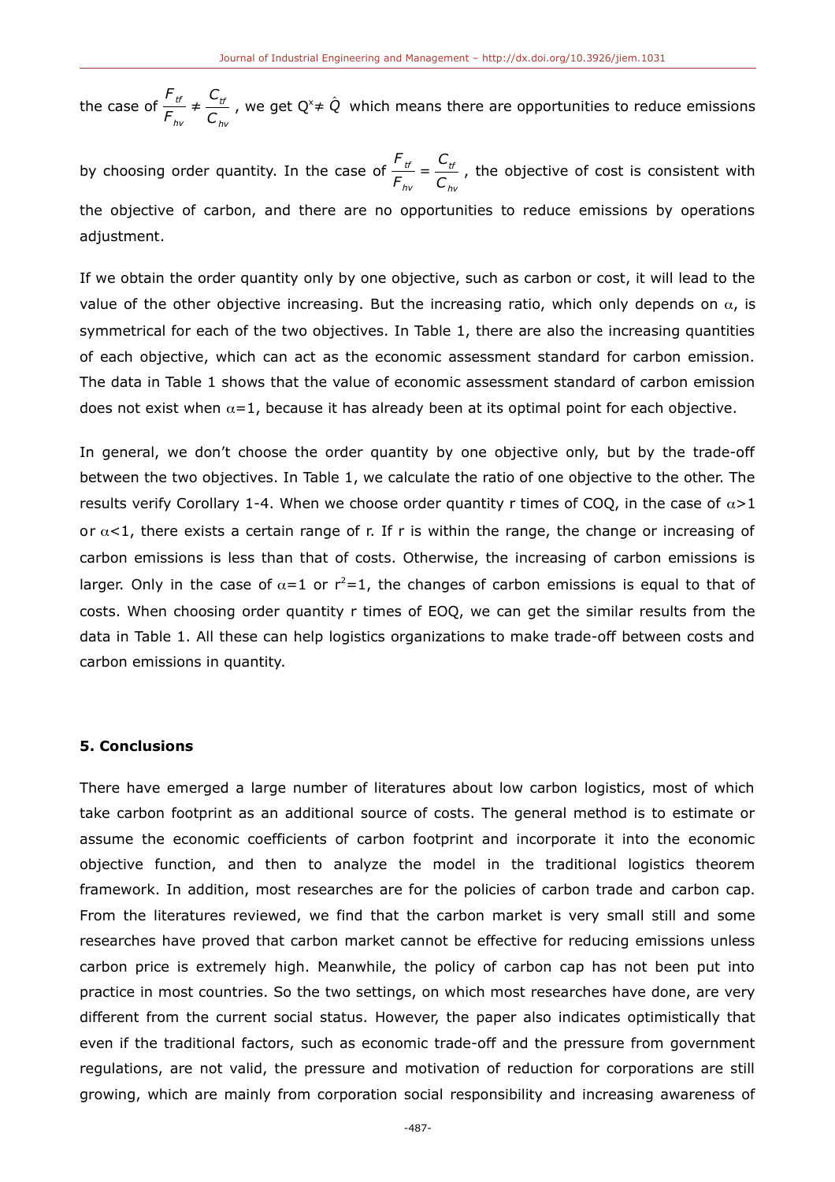the case of $\frac{F_{tf}}{F_{hv}} \neq \frac{C_{tf}}{C_{hv}}$, we get $Q^x \neq \hat{Q}$ which means there are opportunities to reduce emissions by choosing order quantity. In the case of $\frac{F_{tf}}{F_{hv}} = \frac{C_{tf}}{C_{hv}}$, the objective of cost is consistent with the objective of carbon, and there are no opportunities to reduce emissions by operations adjustment.

If we obtain the order quantity only by one objective, such as carbon or cost, it will lead to the value of the other objective increasing. But the increasing ratio, which only depends on $\alpha$, is symmetrical for each of the two objectives. In Table 1, there are also the increasing quantities of each objective, which can act as the economic assessment standard for carbon emission. The data in Table 1 shows that the value of economic assessment standard of carbon emission does not exist when $\alpha$=1, because it has already been at its optimal point for each objective.

In general, we don't choose the order quantity by one objective only, but by the trade-off between the two objectives. In Table 1, we calculate the ratio of one objective to the other. The results verify Corollary 1-4. When we choose order quantity r times of COQ, in the case of $\alpha$>1 or $\alpha$<1, there exists a certain range of r. If r is within the range, the change or increasing of carbon emissions is less than that of costs. Otherwise, the increasing of carbon emissions is larger. Only in the case of $\alpha$=1 or $r^2$=1, the changes of carbon emissions is equal to that of costs. When choosing order quantity r times of EOQ, we can get the similar results from the data in Table 1. All these can help logistics organizations to make trade-off between costs and carbon emissions in quantity.

## 5. Conclusions

There have emerged a large number of literatures about low carbon logistics, most of which take carbon footprint as an additional source of costs. The general method is to estimate or assume the economic coefficients of carbon footprint and incorporate it into the economic objective function, and then to analyze the model in the traditional logistics theorem framework. In addition, most researches are for the policies of carbon trade and carbon cap. From the literatures reviewed, we find that the carbon market is very small still and some researches have proved that carbon market cannot be effective for reducing emissions unless carbon price is extremely high. Meanwhile, the policy of carbon cap has not been put into practice in most countries. So the two settings, on which most researches have done, are very different from the current social status. However, the paper also indicates optimistically that even if the traditional factors, such as economic trade-off and the pressure from government regulations, are not valid, the pressure and motivation of reduction for corporations are still growing, which are mainly from corporation social responsibility and increasing awareness of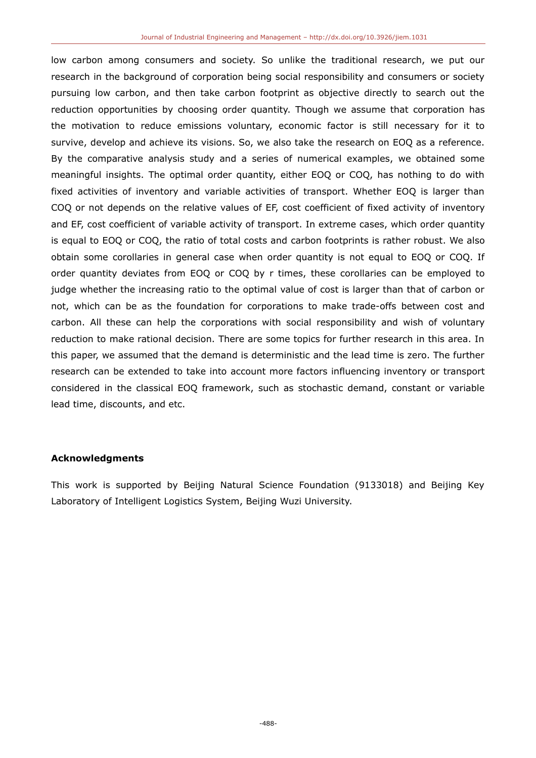low carbon among consumers and society. So unlike the traditional research, we put our research in the background of corporation being social responsibility and consumers or society pursuing low carbon, and then take carbon footprint as objective directly to search out the reduction opportunities by choosing order quantity. Though we assume that corporation has the motivation to reduce emissions voluntary, economic factor is still necessary for it to survive, develop and achieve its visions. So, we also take the research on EOQ as a reference. By the comparative analysis study and a series of numerical examples, we obtained some meaningful insights. The optimal order quantity, either EOQ or COQ, has nothing to do with fixed activities of inventory and variable activities of transport. Whether EOQ is larger than COQ or not depends on the relative values of EF, cost coefficient of fixed activity of inventory and EF, cost coefficient of variable activity of transport. In extreme cases, which order quantity is equal to EOQ or COQ, the ratio of total costs and carbon footprints is rather robust. We also obtain some corollaries in general case when order quantity is not equal to EOQ or COQ. If order quantity deviates from EOQ or COQ by r times, these corollaries can be employed to judge whether the increasing ratio to the optimal value of cost is larger than that of carbon or not, which can be as the foundation for corporations to make trade-offs between cost and carbon. All these can help the corporations with social responsibility and wish of voluntary reduction to make rational decision. There are some topics for further research in this area. In this paper, we assumed that the demand is deterministic and the lead time is zero. The further research can be extended to take into account more factors influencing inventory or transport considered in the classical EOQ framework, such as stochastic demand, constant or variable lead time, discounts, and etc.

## Acknowledgments

This work is supported by Beijing Natural Science Foundation (9133018) and Beijing Key Laboratory of Intelligent Logistics System, Beijing Wuzi University.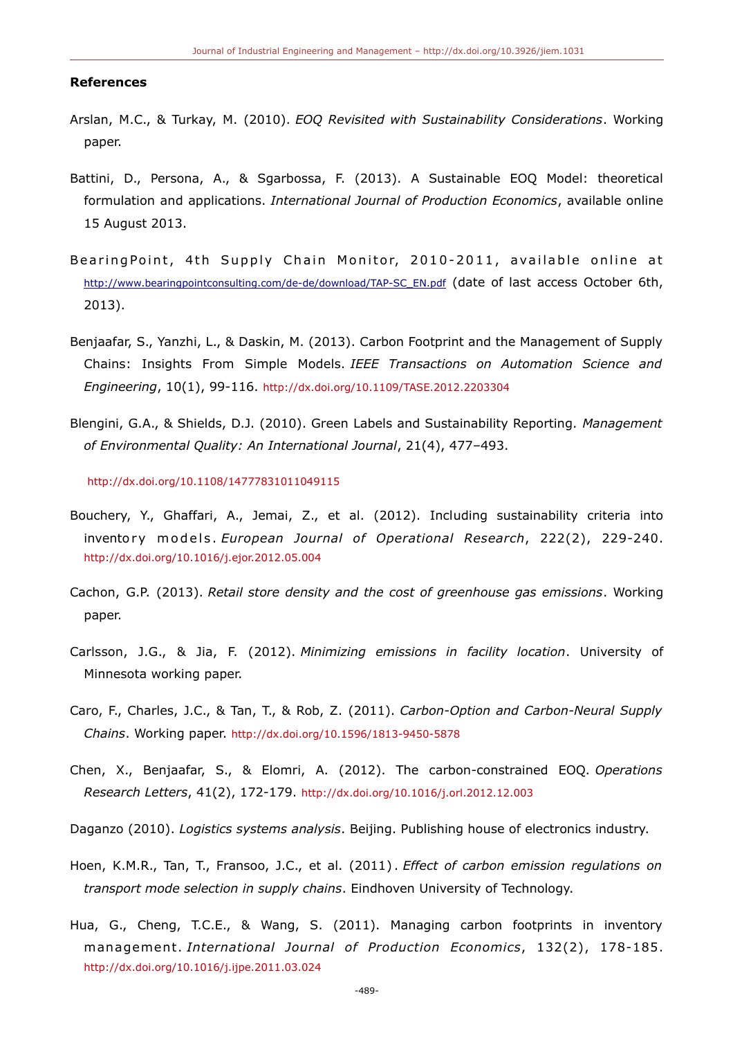## References

Arslan, M.C., & Turkay, M. (2010). *EOQ Revisited with Sustainability Considerations*. Working paper.

Battini, D., Persona, A., & Sgarbossa, F. (2013). A Sustainable EOQ Model: theoretical formulation and applications. *International Journal of Production Economics*, available online 15 August 2013.

BearingPoint, 4th Supply Chain Monitor, 2010-2011, available online at http://www.bearingpointconsulting.com/de-de/download/TAP-SC_EN.pdf (date of last access October 6th, 2013).

Benjaafar, S., Yanzhi, L., & Daskin, M. (2013). Carbon Footprint and the Management of Supply Chains: Insights From Simple Models. *IEEE Transactions on Automation Science and Engineering*, 10(1), 99-116. http://dx.doi.org/10.1109/TASE.2012.2203304

Blengini, G.A., & Shields, D.J. (2010). Green Labels and Sustainability Reporting. *Management of Environmental Quality: An International Journal*, 21(4), 477–493. http://dx.doi.org/10.1108/14777831011049115

Bouchery, Y., Ghaffari, A., Jemai, Z., et al. (2012). Including sustainability criteria into inventory models. *European Journal of Operational Research*, 222(2), 229-240. http://dx.doi.org/10.1016/j.ejor.2012.05.004

Cachon, G.P. (2013). *Retail store density and the cost of greenhouse gas emissions*. Working paper.

Carlsson, J.G., & Jia, F. (2012). *Minimizing emissions in facility location*. University of Minnesota working paper.

Caro, F., Charles, J.C., & Tan, T., & Rob, Z. (2011). *Carbon-Option and Carbon-Neural Supply Chains*. Working paper. http://dx.doi.org/10.1596/1813-9450-5878

Chen, X., Benjaafar, S., & Elomri, A. (2012). The carbon-constrained EOQ. *Operations Research Letters*, 41(2), 172-179. http://dx.doi.org/10.1016/j.orl.2012.12.003

Daganzo (2010). *Logistics systems analysis*. Beijing. Publishing house of electronics industry.

Hoen, K.M.R., Tan, T., Fransoo, J.C., et al. (2011). *Effect of carbon emission regulations on transport mode selection in supply chains*. Eindhoven University of Technology.

Hua, G., Cheng, T.C.E., & Wang, S. (2011). Managing carbon footprints in inventory management. *International Journal of Production Economics*, 132(2), 178-185. http://dx.doi.org/10.1016/j.ijpe.2011.03.024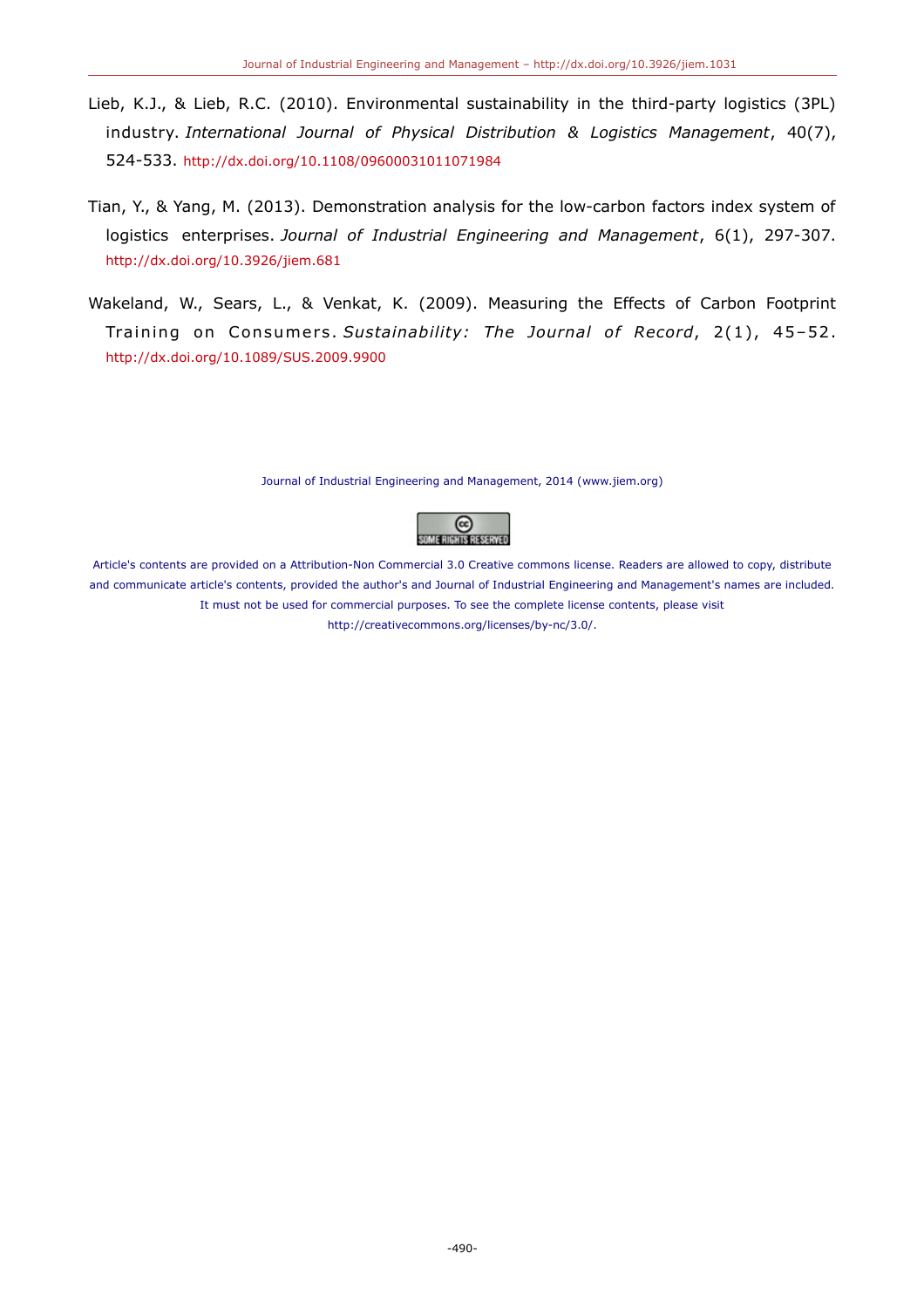Lieb, K.J., & Lieb, R.C. (2010). Environmental sustainability in the third-party logistics (3PL) industry. *International Journal of Physical Distribution & Logistics Management*, 40(7), 524-533. http://dx.doi.org/10.1108/09600031011071984

Tian, Y., & Yang, M. (2013). Demonstration analysis for the low-carbon factors index system of logistics enterprises. *Journal of Industrial Engineering and Management*, 6(1), 297-307. http://dx.doi.org/10.3926/jiem.681

Wakeland, W., Sears, L., & Venkat, K. (2009). Measuring the Effects of Carbon Footprint Training on Consumers. *Sustainability: The Journal of Record*, 2(1), 45–52. http://dx.doi.org/10.1089/SUS.2009.9900

Journal of Industrial Engineering and Management, 2014 (www.jiem.org)

Article's contents are provided on a Attribution-Non Commercial 3.0 Creative commons license. Readers are allowed to copy, distribute and communicate article's contents, provided the author's and Journal of Industrial Engineering and Management's names are included. It must not be used for commercial purposes. To see the complete license contents, please visit http://creativecommons.org/licenses/by-nc/3.0/.